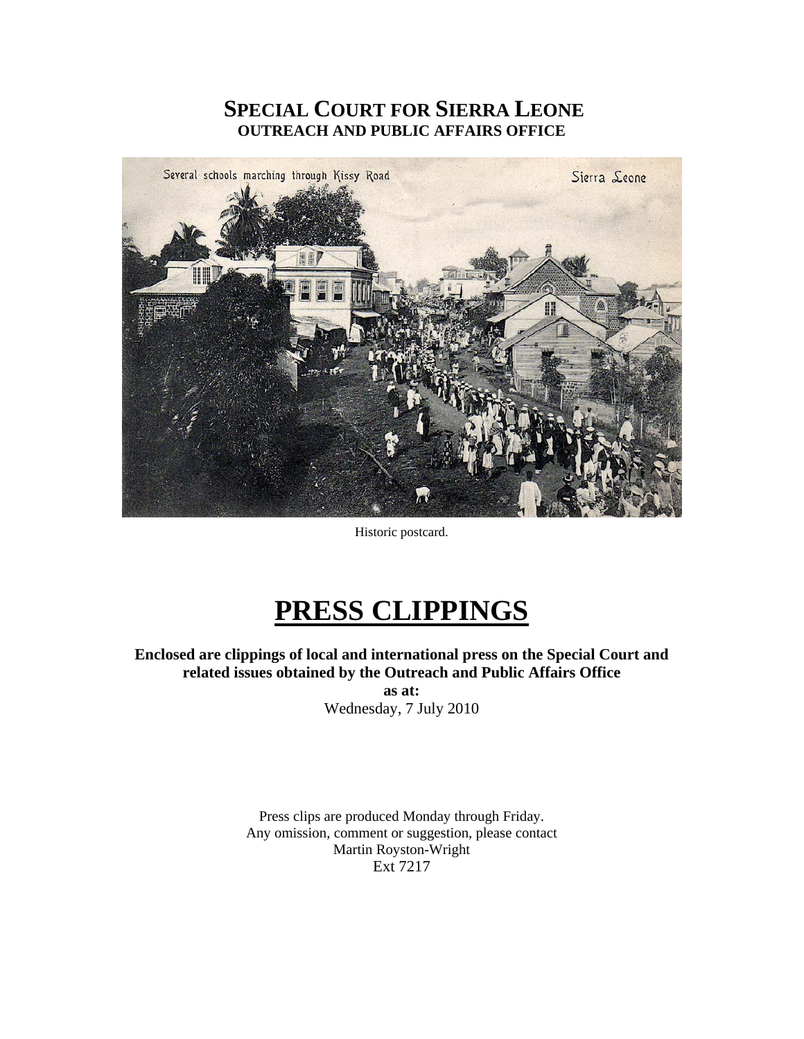# SPECIAL COURT FOR SIERRA LEONE
## OUTREACH AND PUBLIC AFFAIRS OFFICE

Historic postcard.

# PRESS CLIPPINGS

**Enclosed are clippings of local and international press on the Special Court and related issues obtained by the Outreach and Public Affairs Office**

**as at:**

Wednesday, 7 July 2010

Press clips are produced Monday through Friday.
Any omission, comment or suggestion, please contact
Martin Royston-Wright
Ext 7217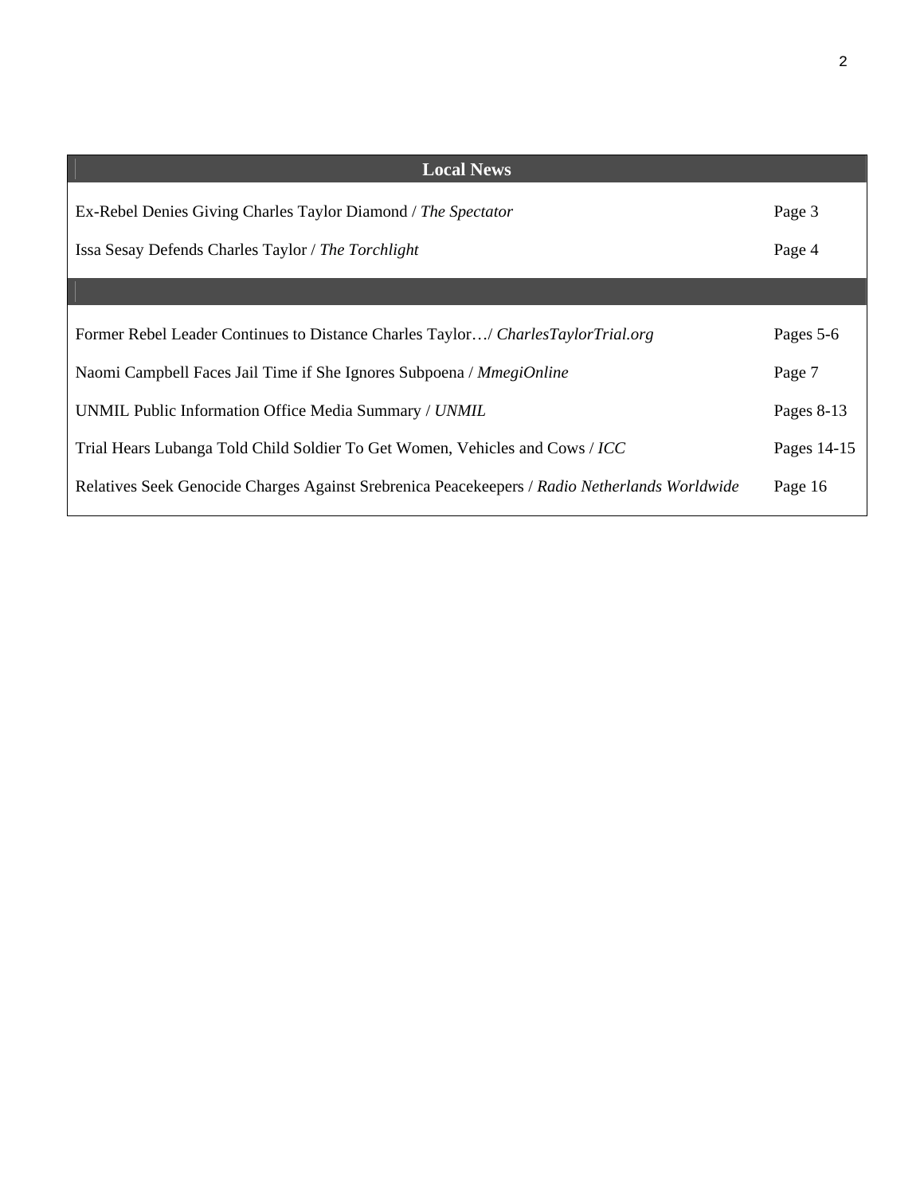| Local News | |
|---|---|
| Ex-Rebel Denies Giving Charles Taylor Diamond / *The Spectator* | Page 3 |
| Issa Sesay Defends Charles Taylor / *The Torchlight* | Page 4 |
| | |
| Former Rebel Leader Continues to Distance Charles Taylor…/ *CharlesTaylorTrial.org* | Pages 5-6 |
| Naomi Campbell Faces Jail Time if She Ignores Subpoena / *MmegiOnline* | Page 7 |
| UNMIL Public Information Office Media Summary / *UNMIL* | Pages 8-13 |
| Trial Hears Lubanga Told Child Soldier To Get Women, Vehicles and Cows / *ICC* | Pages 14-15 |
| Relatives Seek Genocide Charges Against Srebrenica Peacekeepers / *Radio Netherlands Worldwide* | Page 16 |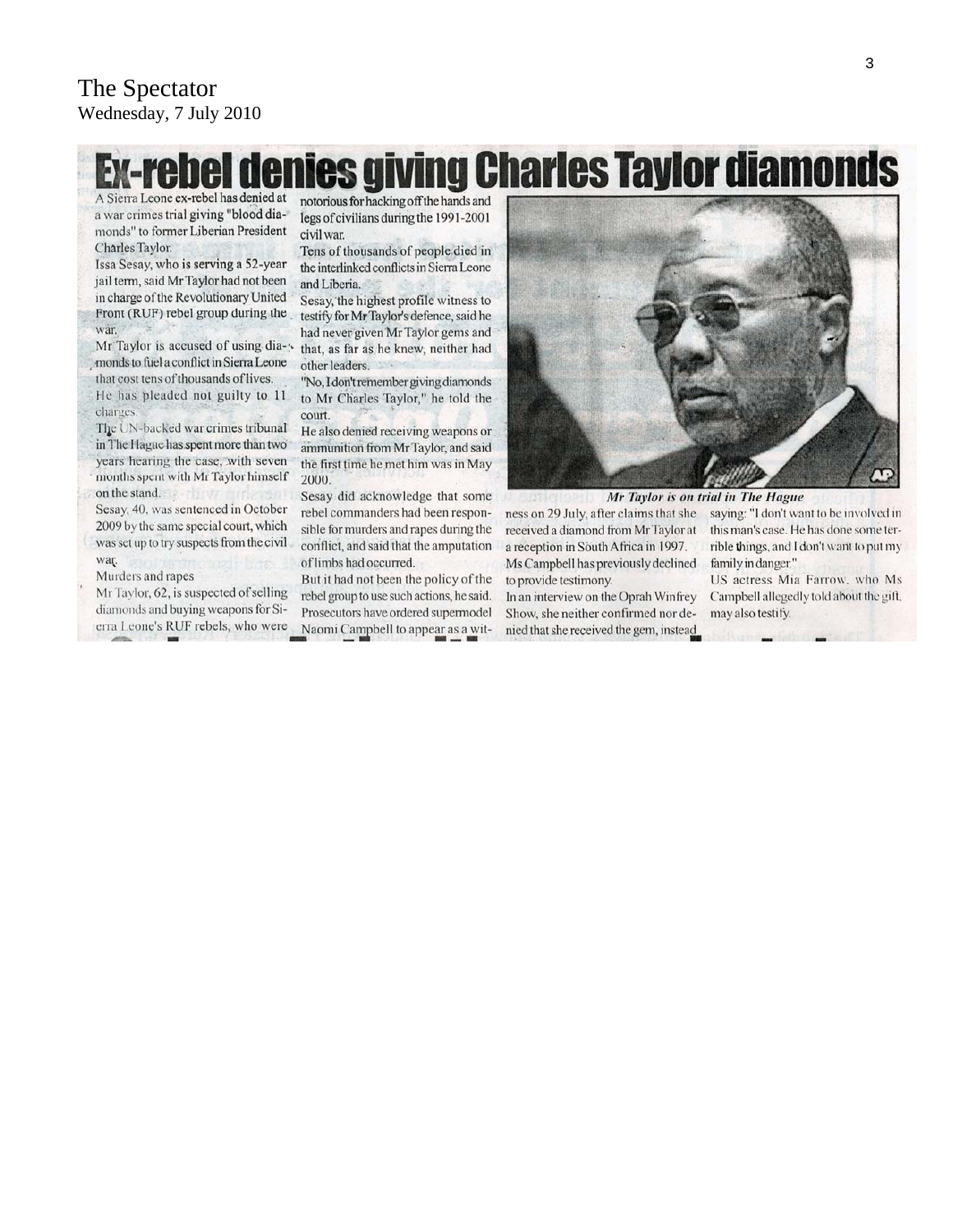The Spectator
Wednesday, 7 July 2010

# Ex-rebel denies giving Charles Taylor diamonds

A Sierra Leone ex-rebel has denied at a war crimes trial giving "blood diamonds" to former Liberian President Charles Taylor.

Issa Sesay, who is serving a 52-year jail term, said Mr Taylor had not been in charge of the Revolutionary United Front (RUF) rebel group during the war.

Mr Taylor is accused of using diamonds to fuel a conflict in Sierra Leone that cost tens of thousands of lives.

He has pleaded not guilty to 11 charges.

The UN-backed war crimes tribunal in The Hague has spent more than two years hearing the case, with seven months spent with Mr Taylor himself on the stand.

Sesay, 40, was sentenced in October 2009 by the same special court, which was set up to try suspects from the civil war.

**Murders and rapes**

Mr Taylor, 62, is suspected of selling diamonds and buying weapons for Sierra Leone's RUF rebels, who were notorious for hacking off the hands and legs of civilians during the 1991-2001 civil war.

Tens of thousands of people died in the interlinked conflicts in Sierra Leone and Liberia.

Sesay, the highest profile witness to testify for Mr Taylor's defence, said he had never given Mr Taylor gems and that, as far as he knew, neither had other leaders.

"No, I don't remember giving diamonds to Mr Charles Taylor," he told the court.

He also denied receiving weapons or ammunition from Mr Taylor, and said the first time he met him was in May 2000.

Sesay did acknowledge that some rebel commanders had been responsible for murders and rapes during the conflict, and said that the amputation of limbs had occurred.

But it had not been the policy of the rebel group to use such actions, he said.

Prosecutors have ordered supermodel Naomi Campbell to appear as a witness on 29 July, after claims that she received a diamond from Mr Taylor at a reception in South Africa in 1997.

*Mr Taylor is on trial in The Hague*

Ms Campbell has previously declined to provide testimony.

In an interview on the Oprah Winfrey Show, she neither confirmed nor denied that she received the gem, instead saying: "I don't want to be involved in this man's case. He has done some terrible things, and I don't want to put my family in danger."

US actress Mia Farrow, who Ms Campbell allegedly told about the gift, may also testify.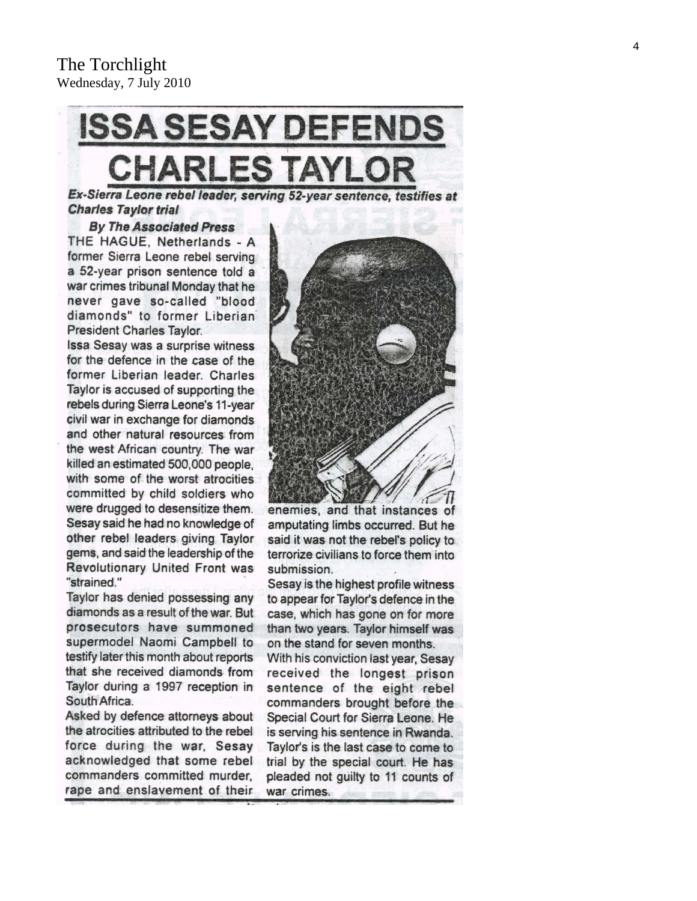The Torchlight
Wednesday, 7 July 2010

# ISSA SESAY DEFENDS CHARLES TAYLOR

***Ex-Sierra Leone rebel leader, serving 52-year sentence, testifies at Charles Taylor trial***

***By The Associated Press***

THE HAGUE, Netherlands - A former Sierra Leone rebel serving a 52-year prison sentence told a war crimes tribunal Monday that he never gave so-called "blood diamonds" to former Liberian President Charles Taylor.

Issa Sesay was a surprise witness for the defence in the case of the former Liberian leader. Charles Taylor is accused of supporting the rebels during Sierra Leone's 11-year civil war in exchange for diamonds and other natural resources from the west African country. The war killed an estimated 500,000 people, with some of the worst atrocities committed by child soldiers who were drugged to desensitize them.

Sesay said he had no knowledge of other rebel leaders giving Taylor gems, and said the leadership of the Revolutionary United Front was "strained."

Taylor has denied possessing any diamonds as a result of the war. But prosecutors have summoned supermodel Naomi Campbell to testify later this month about reports that she received diamonds from Taylor during a 1997 reception in South Africa.

Asked by defence attorneys about the atrocities attributed to the rebel force during the war, Sesay acknowledged that some rebel commanders committed murder, rape and enslavement of their enemies, and that instances of amputating limbs occurred. But he said it was not the rebel's policy to terrorize civilians to force them into submission.

Sesay is the highest profile witness to appear for Taylor's defence in the case, which has gone on for more than two years. Taylor himself was on the stand for seven months.

With his conviction last year, Sesay received the longest prison sentence of the eight rebel commanders brought before the Special Court for Sierra Leone. He is serving his sentence in Rwanda.

Taylor's is the last case to come to trial by the special court. He has pleaded not guilty to 11 counts of war crimes.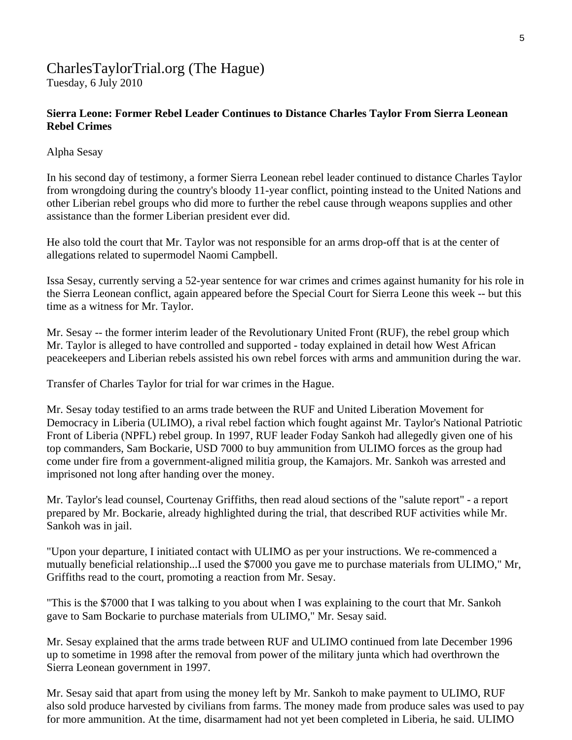# CharlesTaylorTrial.org (The Hague)

Tuesday, 6 July 2010

**Sierra Leone: Former Rebel Leader Continues to Distance Charles Taylor From Sierra Leonean Rebel Crimes**

Alpha Sesay

In his second day of testimony, a former Sierra Leonean rebel leader continued to distance Charles Taylor from wrongdoing during the country's bloody 11-year conflict, pointing instead to the United Nations and other Liberian rebel groups who did more to further the rebel cause through weapons supplies and other assistance than the former Liberian president ever did.

He also told the court that Mr. Taylor was not responsible for an arms drop-off that is at the center of allegations related to supermodel Naomi Campbell.

Issa Sesay, currently serving a 52-year sentence for war crimes and crimes against humanity for his role in the Sierra Leonean conflict, again appeared before the Special Court for Sierra Leone this week -- but this time as a witness for Mr. Taylor.

Mr. Sesay -- the former interim leader of the Revolutionary United Front (RUF), the rebel group which Mr. Taylor is alleged to have controlled and supported - today explained in detail how West African peacekeepers and Liberian rebels assisted his own rebel forces with arms and ammunition during the war.

Transfer of Charles Taylor for trial for war crimes in the Hague.

Mr. Sesay today testified to an arms trade between the RUF and United Liberation Movement for Democracy in Liberia (ULIMO), a rival rebel faction which fought against Mr. Taylor's National Patriotic Front of Liberia (NPFL) rebel group. In 1997, RUF leader Foday Sankoh had allegedly given one of his top commanders, Sam Bockarie, USD 7000 to buy ammunition from ULIMO forces as the group had come under fire from a government-aligned militia group, the Kamajors. Mr. Sankoh was arrested and imprisoned not long after handing over the money.

Mr. Taylor's lead counsel, Courtenay Griffiths, then read aloud sections of the "salute report" - a report prepared by Mr. Bockarie, already highlighted during the trial, that described RUF activities while Mr. Sankoh was in jail.

"Upon your departure, I initiated contact with ULIMO as per your instructions. We re-commenced a mutually beneficial relationship...I used the $7000 you gave me to purchase materials from ULIMO," Mr, Griffiths read to the court, promoting a reaction from Mr. Sesay.

"This is the $7000 that I was talking to you about when I was explaining to the court that Mr. Sankoh gave to Sam Bockarie to purchase materials from ULIMO," Mr. Sesay said.

Mr. Sesay explained that the arms trade between RUF and ULIMO continued from late December 1996 up to sometime in 1998 after the removal from power of the military junta which had overthrown the Sierra Leonean government in 1997.

Mr. Sesay said that apart from using the money left by Mr. Sankoh to make payment to ULIMO, RUF also sold produce harvested by civilians from farms. The money made from produce sales was used to pay for more ammunition. At the time, disarmament had not yet been completed in Liberia, he said. ULIMO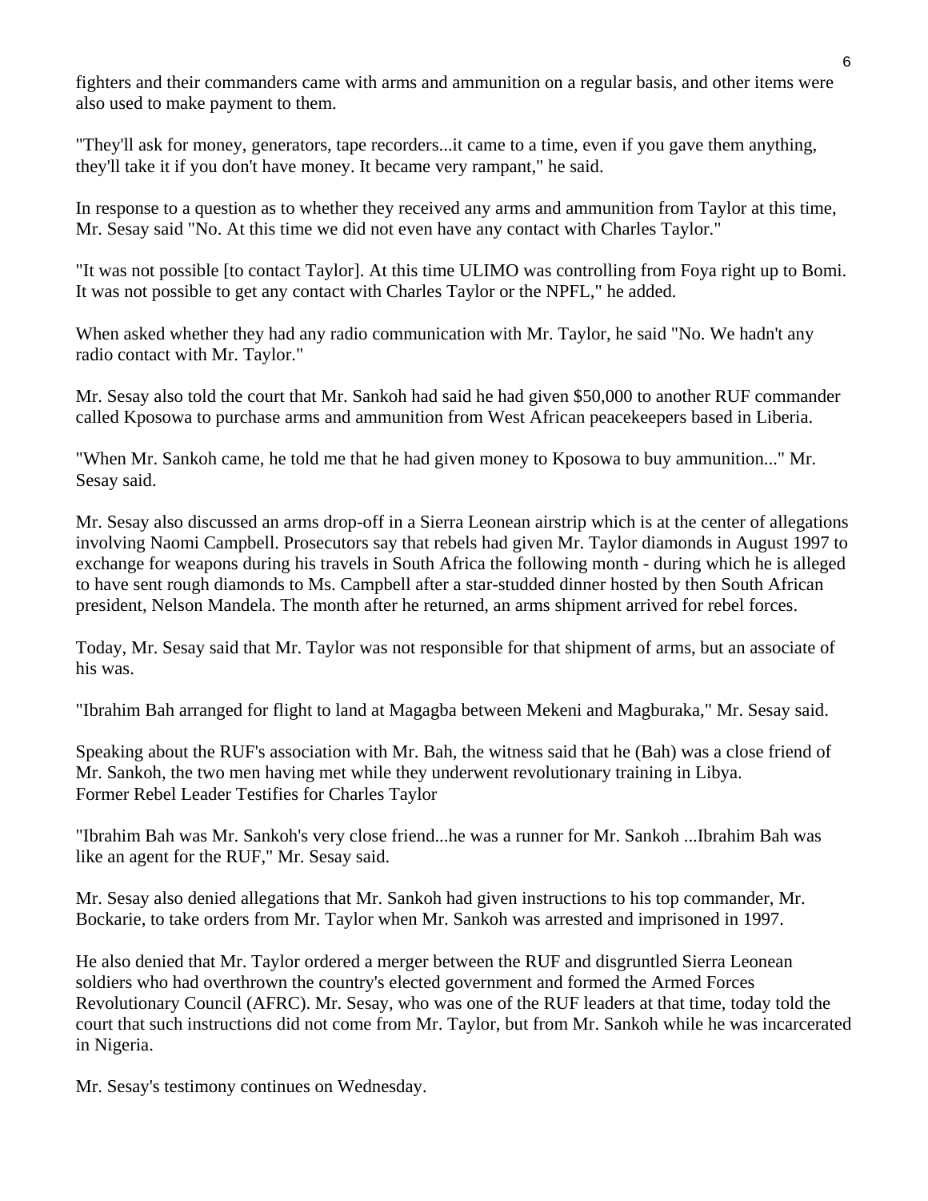fighters and their commanders came with arms and ammunition on a regular basis, and other items were also used to make payment to them.

"They'll ask for money, generators, tape recorders...it came to a time, even if you gave them anything, they'll take it if you don't have money. It became very rampant," he said.

In response to a question as to whether they received any arms and ammunition from Taylor at this time, Mr. Sesay said "No. At this time we did not even have any contact with Charles Taylor."

"It was not possible [to contact Taylor]. At this time ULIMO was controlling from Foya right up to Bomi. It was not possible to get any contact with Charles Taylor or the NPFL," he added.

When asked whether they had any radio communication with Mr. Taylor, he said "No. We hadn't any radio contact with Mr. Taylor."

Mr. Sesay also told the court that Mr. Sankoh had said he had given $50,000 to another RUF commander called Kposowa to purchase arms and ammunition from West African peacekeepers based in Liberia.

"When Mr. Sankoh came, he told me that he had given money to Kposowa to buy ammunition..." Mr. Sesay said.

Mr. Sesay also discussed an arms drop-off in a Sierra Leonean airstrip which is at the center of allegations involving Naomi Campbell. Prosecutors say that rebels had given Mr. Taylor diamonds in August 1997 to exchange for weapons during his travels in South Africa the following month - during which he is alleged to have sent rough diamonds to Ms. Campbell after a star-studded dinner hosted by then South African president, Nelson Mandela. The month after he returned, an arms shipment arrived for rebel forces.

Today, Mr. Sesay said that Mr. Taylor was not responsible for that shipment of arms, but an associate of his was.

"Ibrahim Bah arranged for flight to land at Magagba between Mekeni and Magburaka," Mr. Sesay said.

Speaking about the RUF's association with Mr. Bah, the witness said that he (Bah) was a close friend of Mr. Sankoh, the two men having met while they underwent revolutionary training in Libya.

"Ibrahim Bah was Mr. Sankoh's very close friend...he was a runner for Mr. Sankoh ...Ibrahim Bah was like an agent for the RUF," Mr. Sesay said.

Mr. Sesay also denied allegations that Mr. Sankoh had given instructions to his top commander, Mr. Bockarie, to take orders from Mr. Taylor when Mr. Sankoh was arrested and imprisoned in 1997.

He also denied that Mr. Taylor ordered a merger between the RUF and disgruntled Sierra Leonean soldiers who had overthrown the country's elected government and formed the Armed Forces Revolutionary Council (AFRC). Mr. Sesay, who was one of the RUF leaders at that time, today told the court that such instructions did not come from Mr. Taylor, but from Mr. Sankoh while he was incarcerated in Nigeria.

Mr. Sesay's testimony continues on Wednesday.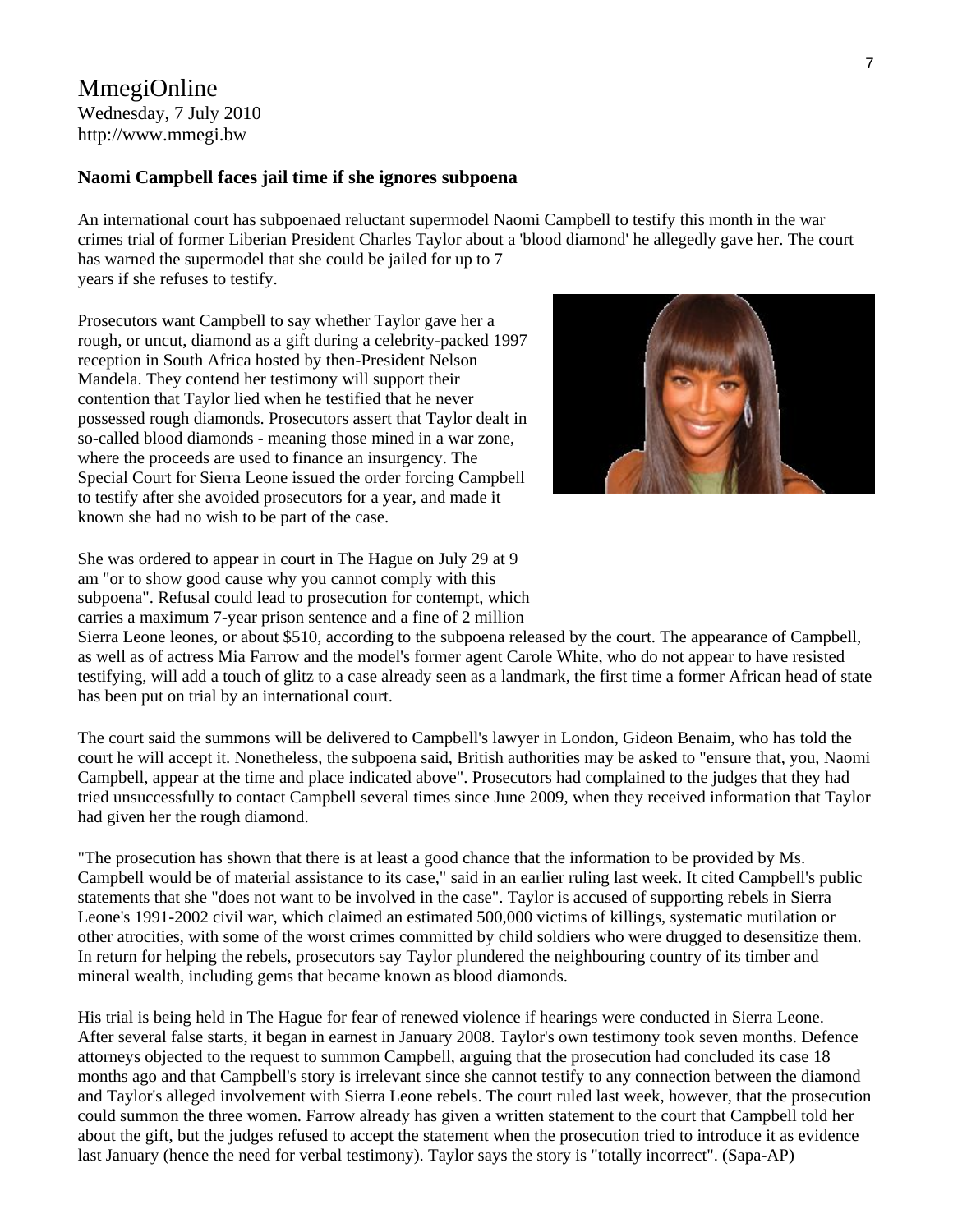MmegiOnline
Wednesday, 7 July 2010
http://www.mmegi.bw

**Naomi Campbell faces jail time if she ignores subpoena**

An international court has subpoenaed reluctant supermodel Naomi Campbell to testify this month in the war crimes trial of former Liberian President Charles Taylor about a 'blood diamond' he allegedly gave her. The court has warned the supermodel that she could be jailed for up to 7 years if she refuses to testify.

Prosecutors want Campbell to say whether Taylor gave her a rough, or uncut, diamond as a gift during a celebrity-packed 1997 reception in South Africa hosted by then-President Nelson Mandela. They contend her testimony will support their contention that Taylor lied when he testified that he never possessed rough diamonds. Prosecutors assert that Taylor dealt in so-called blood diamonds - meaning those mined in a war zone, where the proceeds are used to finance an insurgency. The Special Court for Sierra Leone issued the order forcing Campbell to testify after she avoided prosecutors for a year, and made it known she had no wish to be part of the case.

She was ordered to appear in court in The Hague on July 29 at 9 am "or to show good cause why you cannot comply with this subpoena". Refusal could lead to prosecution for contempt, which carries a maximum 7-year prison sentence and a fine of 2 million Sierra Leone leones, or about $510, according to the subpoena released by the court. The appearance of Campbell, as well as of actress Mia Farrow and the model's former agent Carole White, who do not appear to have resisted testifying, will add a touch of glitz to a case already seen as a landmark, the first time a former African head of state has been put on trial by an international court.

The court said the summons will be delivered to Campbell's lawyer in London, Gideon Benaim, who has told the court he will accept it. Nonetheless, the subpoena said, British authorities may be asked to "ensure that, you, Naomi Campbell, appear at the time and place indicated above". Prosecutors had complained to the judges that they had tried unsuccessfully to contact Campbell several times since June 2009, when they received information that Taylor had given her the rough diamond.

"The prosecution has shown that there is at least a good chance that the information to be provided by Ms. Campbell would be of material assistance to its case," said in an earlier ruling last week. It cited Campbell's public statements that she "does not want to be involved in the case". Taylor is accused of supporting rebels in Sierra Leone's 1991-2002 civil war, which claimed an estimated 500,000 victims of killings, systematic mutilation or other atrocities, with some of the worst crimes committed by child soldiers who were drugged to desensitize them. In return for helping the rebels, prosecutors say Taylor plundered the neighbouring country of its timber and mineral wealth, including gems that became known as blood diamonds.

His trial is being held in The Hague for fear of renewed violence if hearings were conducted in Sierra Leone. After several false starts, it began in earnest in January 2008. Taylor's own testimony took seven months. Defence attorneys objected to the request to summon Campbell, arguing that the prosecution had concluded its case 18 months ago and that Campbell's story is irrelevant since she cannot testify to any connection between the diamond and Taylor's alleged involvement with Sierra Leone rebels. The court ruled last week, however, that the prosecution could summon the three women. Farrow already has given a written statement to the court that Campbell told her about the gift, but the judges refused to accept the statement when the prosecution tried to introduce it as evidence last January (hence the need for verbal testimony). Taylor says the story is "totally incorrect". (Sapa-AP)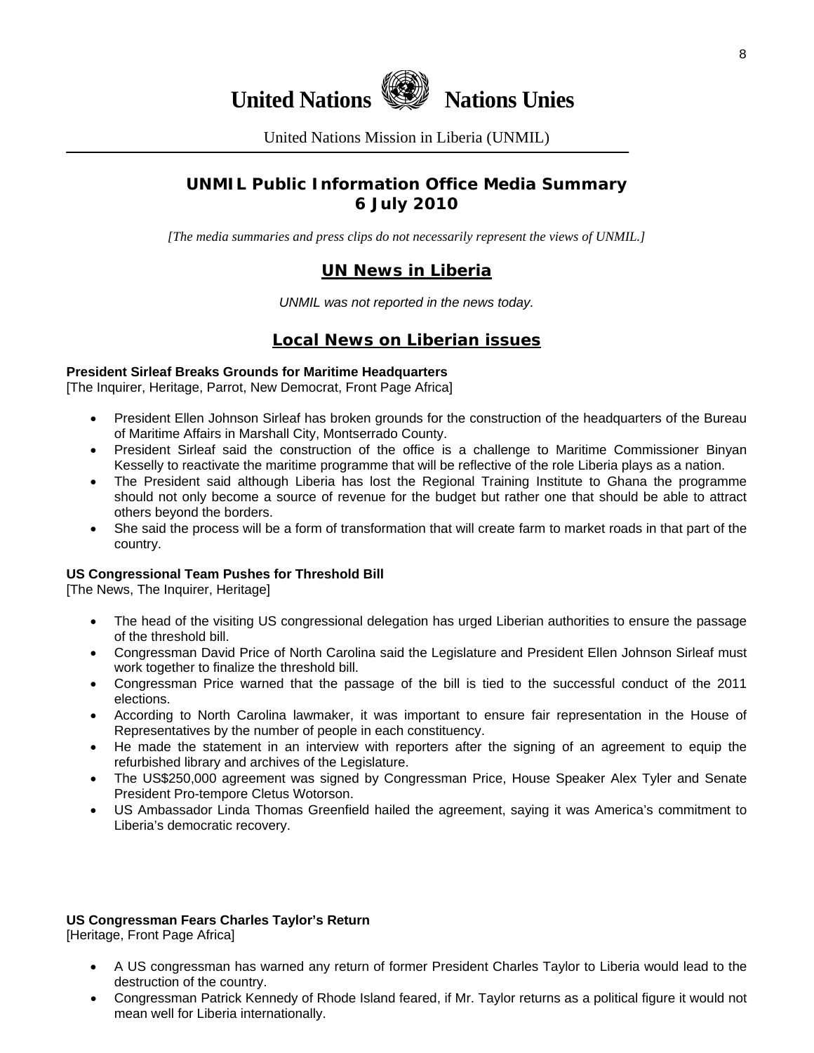# United Nations Nations Unies

United Nations Mission in Liberia (UNMIL)

## UNMIL Public Information Office Media Summary
## 6 July 2010

*[The media summaries and press clips do not necessarily represent the views of UNMIL.]*

## UN News in Liberia

*UNMIL was not reported in the news today.*

## Local News on Liberian issues

**President Sirleaf Breaks Grounds for Maritime Headquarters**
[The Inquirer, Heritage, Parrot, New Democrat, Front Page Africa]

- President Ellen Johnson Sirleaf has broken grounds for the construction of the headquarters of the Bureau of Maritime Affairs in Marshall City, Montserrado County.
- President Sirleaf said the construction of the office is a challenge to Maritime Commissioner Binyan Kesselly to reactivate the maritime programme that will be reflective of the role Liberia plays as a nation.
- The President said although Liberia has lost the Regional Training Institute to Ghana the programme should not only become a source of revenue for the budget but rather one that should be able to attract others beyond the borders.
- She said the process will be a form of transformation that will create farm to market roads in that part of the country.

**US Congressional Team Pushes for Threshold Bill**
[The News, The Inquirer, Heritage]

- The head of the visiting US congressional delegation has urged Liberian authorities to ensure the passage of the threshold bill.
- Congressman David Price of North Carolina said the Legislature and President Ellen Johnson Sirleaf must work together to finalize the threshold bill.
- Congressman Price warned that the passage of the bill is tied to the successful conduct of the 2011 elections.
- According to North Carolina lawmaker, it was important to ensure fair representation in the House of Representatives by the number of people in each constituency.
- He made the statement in an interview with reporters after the signing of an agreement to equip the refurbished library and archives of the Legislature.
- The US$250,000 agreement was signed by Congressman Price, House Speaker Alex Tyler and Senate President Pro-tempore Cletus Wotorson.
- US Ambassador Linda Thomas Greenfield hailed the agreement, saying it was America's commitment to Liberia's democratic recovery.

**US Congressman Fears Charles Taylor's Return**
[Heritage, Front Page Africa]

- A US congressman has warned any return of former President Charles Taylor to Liberia would lead to the destruction of the country.
- Congressman Patrick Kennedy of Rhode Island feared, if Mr. Taylor returns as a political figure it would not mean well for Liberia internationally.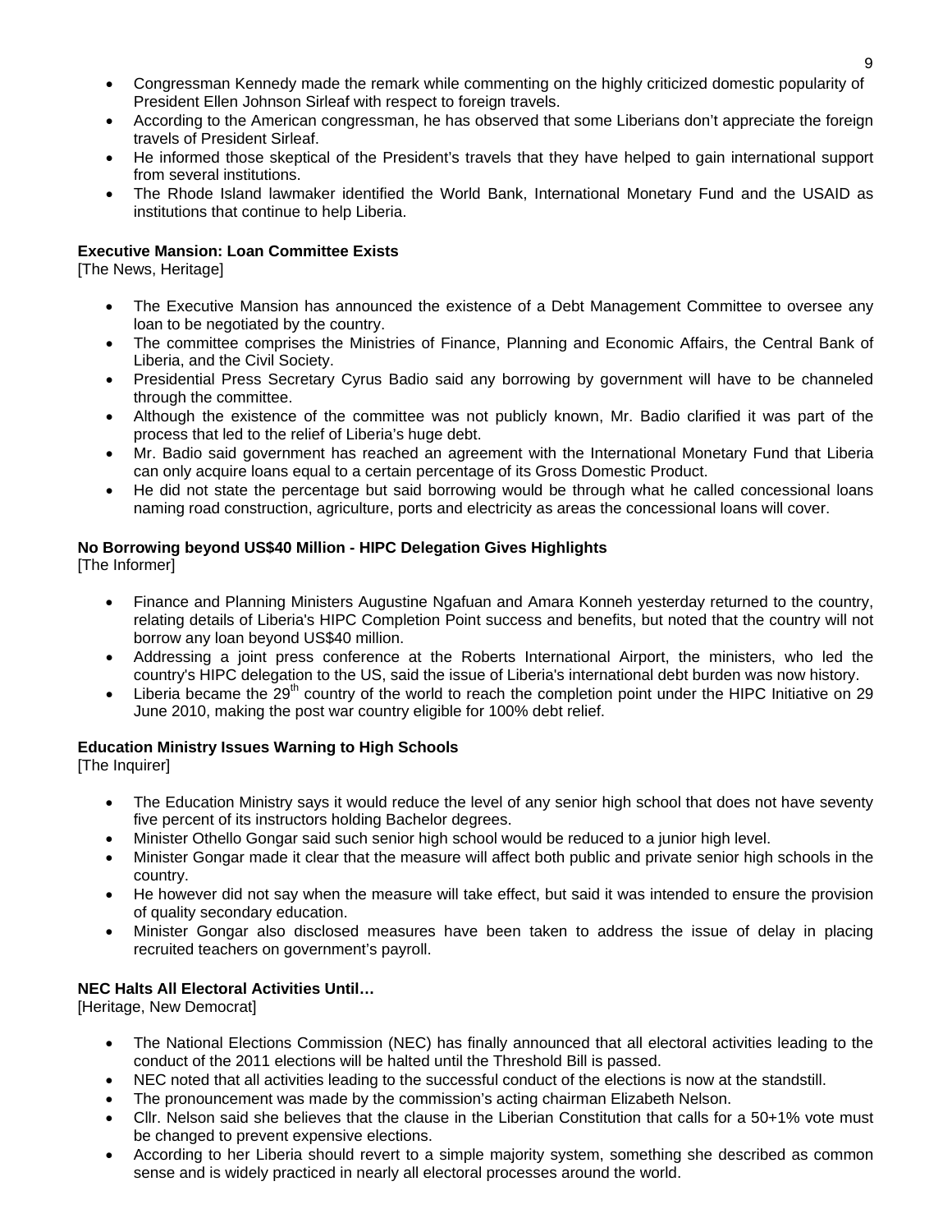- Congressman Kennedy made the remark while commenting on the highly criticized domestic popularity of President Ellen Johnson Sirleaf with respect to foreign travels.
- According to the American congressman, he has observed that some Liberians don't appreciate the foreign travels of President Sirleaf.
- He informed those skeptical of the President's travels that they have helped to gain international support from several institutions.
- The Rhode Island lawmaker identified the World Bank, International Monetary Fund and the USAID as institutions that continue to help Liberia.

**Executive Mansion: Loan Committee Exists**
[The News, Heritage]

- The Executive Mansion has announced the existence of a Debt Management Committee to oversee any loan to be negotiated by the country.
- The committee comprises the Ministries of Finance, Planning and Economic Affairs, the Central Bank of Liberia, and the Civil Society.
- Presidential Press Secretary Cyrus Badio said any borrowing by government will have to be channeled through the committee.
- Although the existence of the committee was not publicly known, Mr. Badio clarified it was part of the process that led to the relief of Liberia's huge debt.
- Mr. Badio said government has reached an agreement with the International Monetary Fund that Liberia can only acquire loans equal to a certain percentage of its Gross Domestic Product.
- He did not state the percentage but said borrowing would be through what he called concessional loans naming road construction, agriculture, ports and electricity as areas the concessional loans will cover.

**No Borrowing beyond US$40 Million - HIPC Delegation Gives Highlights**
[The Informer]

- Finance and Planning Ministers Augustine Ngafuan and Amara Konneh yesterday returned to the country, relating details of Liberia's HIPC Completion Point success and benefits, but noted that the country will not borrow any loan beyond US$40 million.
- Addressing a joint press conference at the Roberts International Airport, the ministers, who led the country's HIPC delegation to the US, said the issue of Liberia's international debt burden was now history.
- Liberia became the 29th country of the world to reach the completion point under the HIPC Initiative on 29 June 2010, making the post war country eligible for 100% debt relief.

**Education Ministry Issues Warning to High Schools**
[The Inquirer]

- The Education Ministry says it would reduce the level of any senior high school that does not have seventy five percent of its instructors holding Bachelor degrees.
- Minister Othello Gongar said such senior high school would be reduced to a junior high level.
- Minister Gongar made it clear that the measure will affect both public and private senior high schools in the country.
- He however did not say when the measure will take effect, but said it was intended to ensure the provision of quality secondary education.
- Minister Gongar also disclosed measures have been taken to address the issue of delay in placing recruited teachers on government's payroll.

**NEC Halts All Electoral Activities Until…**
[Heritage, New Democrat]

- The National Elections Commission (NEC) has finally announced that all electoral activities leading to the conduct of the 2011 elections will be halted until the Threshold Bill is passed.
- NEC noted that all activities leading to the successful conduct of the elections is now at the standstill.
- The pronouncement was made by the commission's acting chairman Elizabeth Nelson.
- Cllr. Nelson said she believes that the clause in the Liberian Constitution that calls for a 50+1% vote must be changed to prevent expensive elections.
- According to her Liberia should revert to a simple majority system, something she described as common sense and is widely practiced in nearly all electoral processes around the world.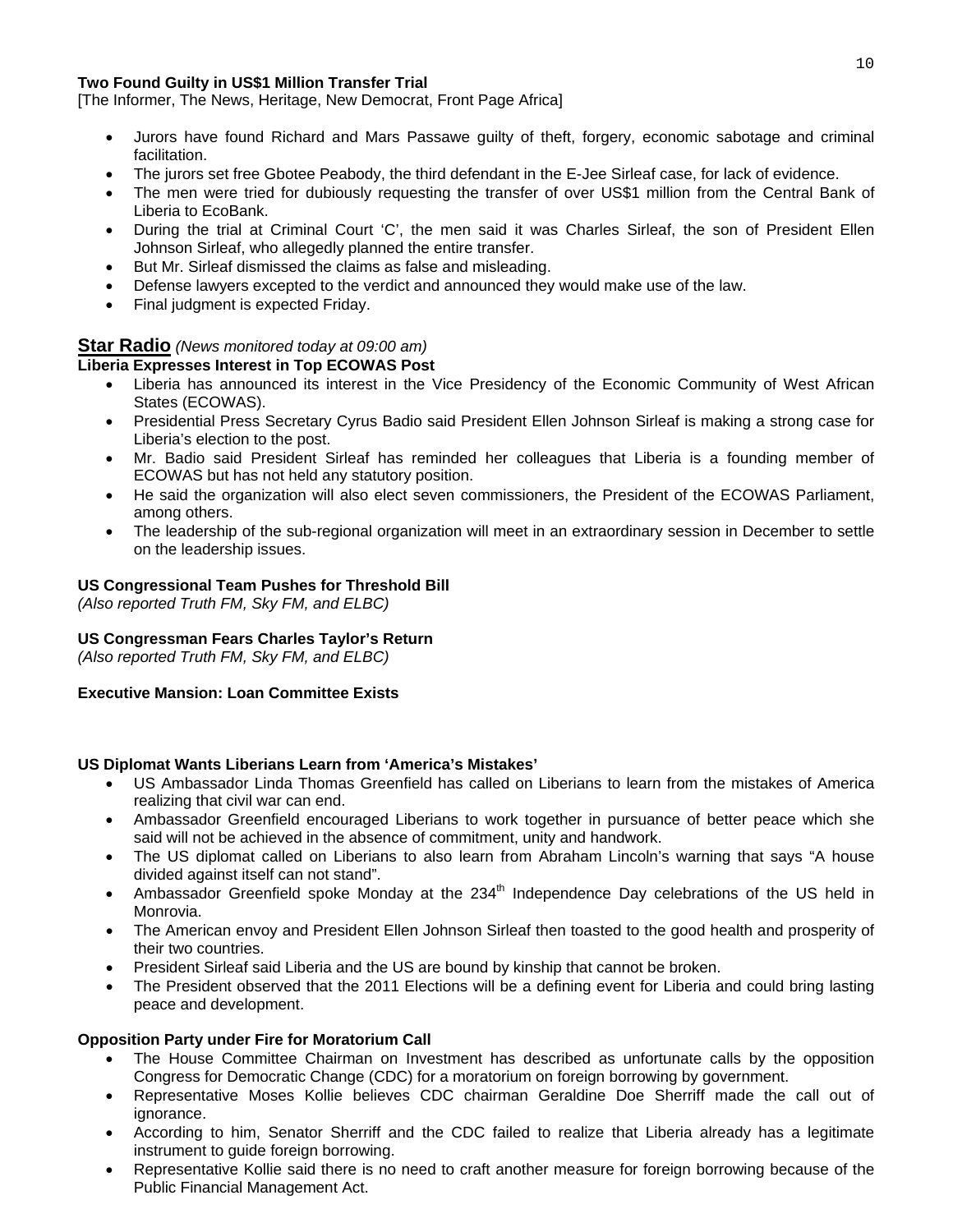**Two Found Guilty in US$1 Million Transfer Trial**
[The Informer, The News, Heritage, New Democrat, Front Page Africa]

- Jurors have found Richard and Mars Passawe guilty of theft, forgery, economic sabotage and criminal facilitation.
- The jurors set free Gbotee Peabody, the third defendant in the E-Jee Sirleaf case, for lack of evidence.
- The men were tried for dubiously requesting the transfer of over US$1 million from the Central Bank of Liberia to EcoBank.
- During the trial at Criminal Court 'C', the men said it was Charles Sirleaf, the son of President Ellen Johnson Sirleaf, who allegedly planned the entire transfer.
- But Mr. Sirleaf dismissed the claims as false and misleading.
- Defense lawyers excepted to the verdict and announced they would make use of the law.
- Final judgment is expected Friday.

## Star Radio *(News monitored today at 09:00 am)*

**Liberia Expresses Interest in Top ECOWAS Post**

- Liberia has announced its interest in the Vice Presidency of the Economic Community of West African States (ECOWAS).
- Presidential Press Secretary Cyrus Badio said President Ellen Johnson Sirleaf is making a strong case for Liberia's election to the post.
- Mr. Badio said President Sirleaf has reminded her colleagues that Liberia is a founding member of ECOWAS but has not held any statutory position.
- He said the organization will also elect seven commissioners, the President of the ECOWAS Parliament, among others.
- The leadership of the sub-regional organization will meet in an extraordinary session in December to settle on the leadership issues.

**US Congressional Team Pushes for Threshold Bill**
*(Also reported Truth FM, Sky FM, and ELBC)*

**US Congressman Fears Charles Taylor's Return**
*(Also reported Truth FM, Sky FM, and ELBC)*

**Executive Mansion: Loan Committee Exists**

**US Diplomat Wants Liberians Learn from 'America's Mistakes'**

- US Ambassador Linda Thomas Greenfield has called on Liberians to learn from the mistakes of America realizing that civil war can end.
- Ambassador Greenfield encouraged Liberians to work together in pursuance of better peace which she said will not be achieved in the absence of commitment, unity and handwork.
- The US diplomat called on Liberians to also learn from Abraham Lincoln's warning that says "A house divided against itself can not stand".
- Ambassador Greenfield spoke Monday at the 234th Independence Day celebrations of the US held in Monrovia.
- The American envoy and President Ellen Johnson Sirleaf then toasted to the good health and prosperity of their two countries.
- President Sirleaf said Liberia and the US are bound by kinship that cannot be broken.
- The President observed that the 2011 Elections will be a defining event for Liberia and could bring lasting peace and development.

**Opposition Party under Fire for Moratorium Call**

- The House Committee Chairman on Investment has described as unfortunate calls by the opposition Congress for Democratic Change (CDC) for a moratorium on foreign borrowing by government.
- Representative Moses Kollie believes CDC chairman Geraldine Doe Sherriff made the call out of ignorance.
- According to him, Senator Sherriff and the CDC failed to realize that Liberia already has a legitimate instrument to guide foreign borrowing.
- Representative Kollie said there is no need to craft another measure for foreign borrowing because of the Public Financial Management Act.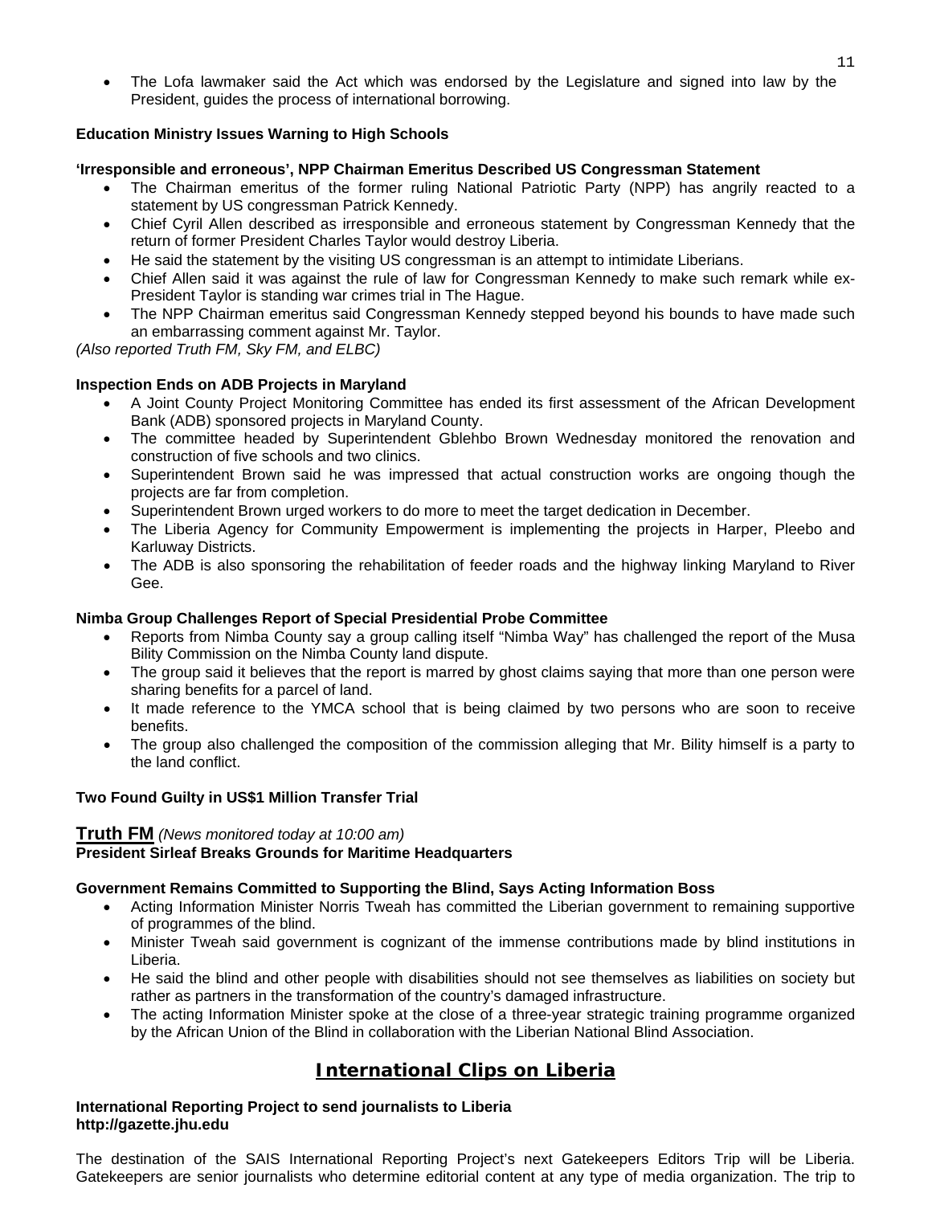- The Lofa lawmaker said the Act which was endorsed by the Legislature and signed into law by the President, guides the process of international borrowing.

**Education Ministry Issues Warning to High Schools**

**'Irresponsible and erroneous', NPP Chairman Emeritus Described US Congressman Statement**

- The Chairman emeritus of the former ruling National Patriotic Party (NPP) has angrily reacted to a statement by US congressman Patrick Kennedy.
- Chief Cyril Allen described as irresponsible and erroneous statement by Congressman Kennedy that the return of former President Charles Taylor would destroy Liberia.
- He said the statement by the visiting US congressman is an attempt to intimidate Liberians.
- Chief Allen said it was against the rule of law for Congressman Kennedy to make such remark while ex-President Taylor is standing war crimes trial in The Hague.
- The NPP Chairman emeritus said Congressman Kennedy stepped beyond his bounds to have made such an embarrassing comment against Mr. Taylor.

*(Also reported Truth FM, Sky FM, and ELBC)*

**Inspection Ends on ADB Projects in Maryland**

- A Joint County Project Monitoring Committee has ended its first assessment of the African Development Bank (ADB) sponsored projects in Maryland County.
- The committee headed by Superintendent Gblehbo Brown Wednesday monitored the renovation and construction of five schools and two clinics.
- Superintendent Brown said he was impressed that actual construction works are ongoing though the projects are far from completion.
- Superintendent Brown urged workers to do more to meet the target dedication in December.
- The Liberia Agency for Community Empowerment is implementing the projects in Harper, Pleebo and Karluway Districts.
- The ADB is also sponsoring the rehabilitation of feeder roads and the highway linking Maryland to River Gee.

**Nimba Group Challenges Report of Special Presidential Probe Committee**

- Reports from Nimba County say a group calling itself "Nimba Way" has challenged the report of the Musa Bility Commission on the Nimba County land dispute.
- The group said it believes that the report is marred by ghost claims saying that more than one person were sharing benefits for a parcel of land.
- It made reference to the YMCA school that is being claimed by two persons who are soon to receive benefits.
- The group also challenged the composition of the commission alleging that Mr. Bility himself is a party to the land conflict.

**Two Found Guilty in US$1 Million Transfer Trial**

## Truth FM *(News monitored today at 10:00 am)*

**President Sirleaf Breaks Grounds for Maritime Headquarters**

**Government Remains Committed to Supporting the Blind, Says Acting Information Boss**

- Acting Information Minister Norris Tweah has committed the Liberian government to remaining supportive of programmes of the blind.
- Minister Tweah said government is cognizant of the immense contributions made by blind institutions in Liberia.
- He said the blind and other people with disabilities should not see themselves as liabilities on society but rather as partners in the transformation of the country's damaged infrastructure.
- The acting Information Minister spoke at the close of a three-year strategic training programme organized by the African Union of the Blind in collaboration with the Liberian National Blind Association.

## International Clips on Liberia

**International Reporting Project to send journalists to Liberia**
**http://gazette.jhu.edu**

The destination of the SAIS International Reporting Project's next Gatekeepers Editors Trip will be Liberia. Gatekeepers are senior journalists who determine editorial content at any type of media organization. The trip to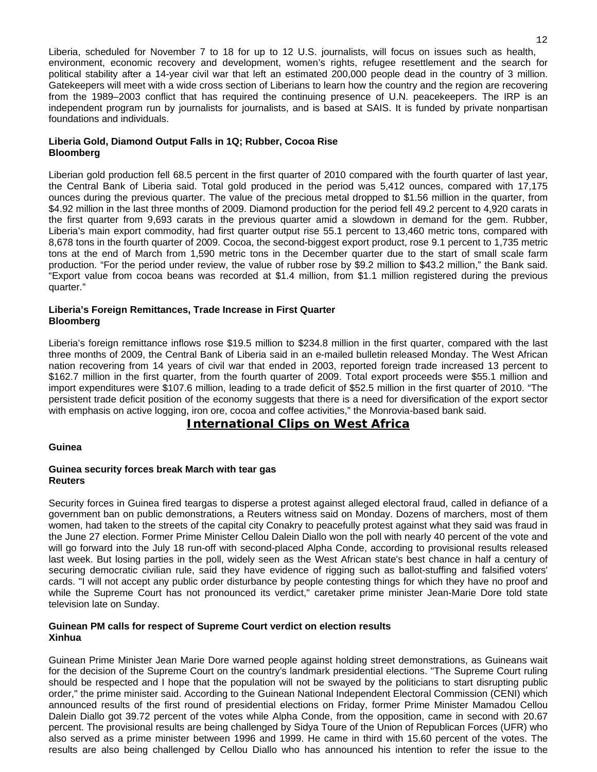Liberia, scheduled for November 7 to 18 for up to 12 U.S. journalists, will focus on issues such as health, environment, economic recovery and development, women's rights, refugee resettlement and the search for political stability after a 14-year civil war that left an estimated 200,000 people dead in the country of 3 million. Gatekeepers will meet with a wide cross section of Liberians to learn how the country and the region are recovering from the 1989–2003 conflict that has required the continuing presence of U.N. peacekeepers. The IRP is an independent program run by journalists for journalists, and is based at SAIS. It is funded by private nonpartisan foundations and individuals.

**Liberia Gold, Diamond Output Falls in 1Q; Rubber, Cocoa Rise**
**Bloomberg**

Liberian gold production fell 68.5 percent in the first quarter of 2010 compared with the fourth quarter of last year, the Central Bank of Liberia said. Total gold produced in the period was 5,412 ounces, compared with 17,175 ounces during the previous quarter. The value of the precious metal dropped to $1.56 million in the quarter, from $4.92 million in the last three months of 2009. Diamond production for the period fell 49.2 percent to 4,920 carats in the first quarter from 9,693 carats in the previous quarter amid a slowdown in demand for the gem. Rubber, Liberia's main export commodity, had first quarter output rise 55.1 percent to 13,460 metric tons, compared with 8,678 tons in the fourth quarter of 2009. Cocoa, the second-biggest export product, rose 9.1 percent to 1,735 metric tons at the end of March from 1,590 metric tons in the December quarter due to the start of small scale farm production. "For the period under review, the value of rubber rose by $9.2 million to $43.2 million," the Bank said. "Export value from cocoa beans was recorded at $1.4 million, from $1.1 million registered during the previous quarter."

**Liberia's Foreign Remittances, Trade Increase in First Quarter**
**Bloomberg**

Liberia's foreign remittance inflows rose $19.5 million to $234.8 million in the first quarter, compared with the last three months of 2009, the Central Bank of Liberia said in an e-mailed bulletin released Monday. The West African nation recovering from 14 years of civil war that ended in 2003, reported foreign trade increased 13 percent to $162.7 million in the first quarter, from the fourth quarter of 2009. Total export proceeds were $55.1 million and import expenditures were $107.6 million, leading to a trade deficit of $52.5 million in the first quarter of 2010. "The persistent trade deficit position of the economy suggests that there is a need for diversification of the export sector with emphasis on active logging, iron ore, cocoa and coffee activities," the Monrovia-based bank said.

## International Clips on West Africa

**Guinea**

**Guinea security forces break March with tear gas**
**Reuters**

Security forces in Guinea fired teargas to disperse a protest against alleged electoral fraud, called in defiance of a government ban on public demonstrations, a Reuters witness said on Monday. Dozens of marchers, most of them women, had taken to the streets of the capital city Conakry to peacefully protest against what they said was fraud in the June 27 election. Former Prime Minister Cellou Dalein Diallo won the poll with nearly 40 percent of the vote and will go forward into the July 18 run-off with second-placed Alpha Conde, according to provisional results released last week. But losing parties in the poll, widely seen as the West African state's best chance in half a century of securing democratic civilian rule, said they have evidence of rigging such as ballot-stuffing and falsified voters' cards. "I will not accept any public order disturbance by people contesting things for which they have no proof and while the Supreme Court has not pronounced its verdict," caretaker prime minister Jean-Marie Dore told state television late on Sunday.

**Guinean PM calls for respect of Supreme Court verdict on election results**
**Xinhua**

Guinean Prime Minister Jean Marie Dore warned people against holding street demonstrations, as Guineans wait for the decision of the Supreme Court on the country's landmark presidential elections. "The Supreme Court ruling should be respected and I hope that the population will not be swayed by the politicians to start disrupting public order," the prime minister said. According to the Guinean National Independent Electoral Commission (CENI) which announced results of the first round of presidential elections on Friday, former Prime Minister Mamadou Cellou Dalein Diallo got 39.72 percent of the votes while Alpha Conde, from the opposition, came in second with 20.67 percent. The provisional results are being challenged by Sidya Toure of the Union of Republican Forces (UFR) who also served as a prime minister between 1996 and 1999. He came in third with 15.60 percent of the votes. The results are also being challenged by Cellou Diallo who has announced his intention to refer the issue to the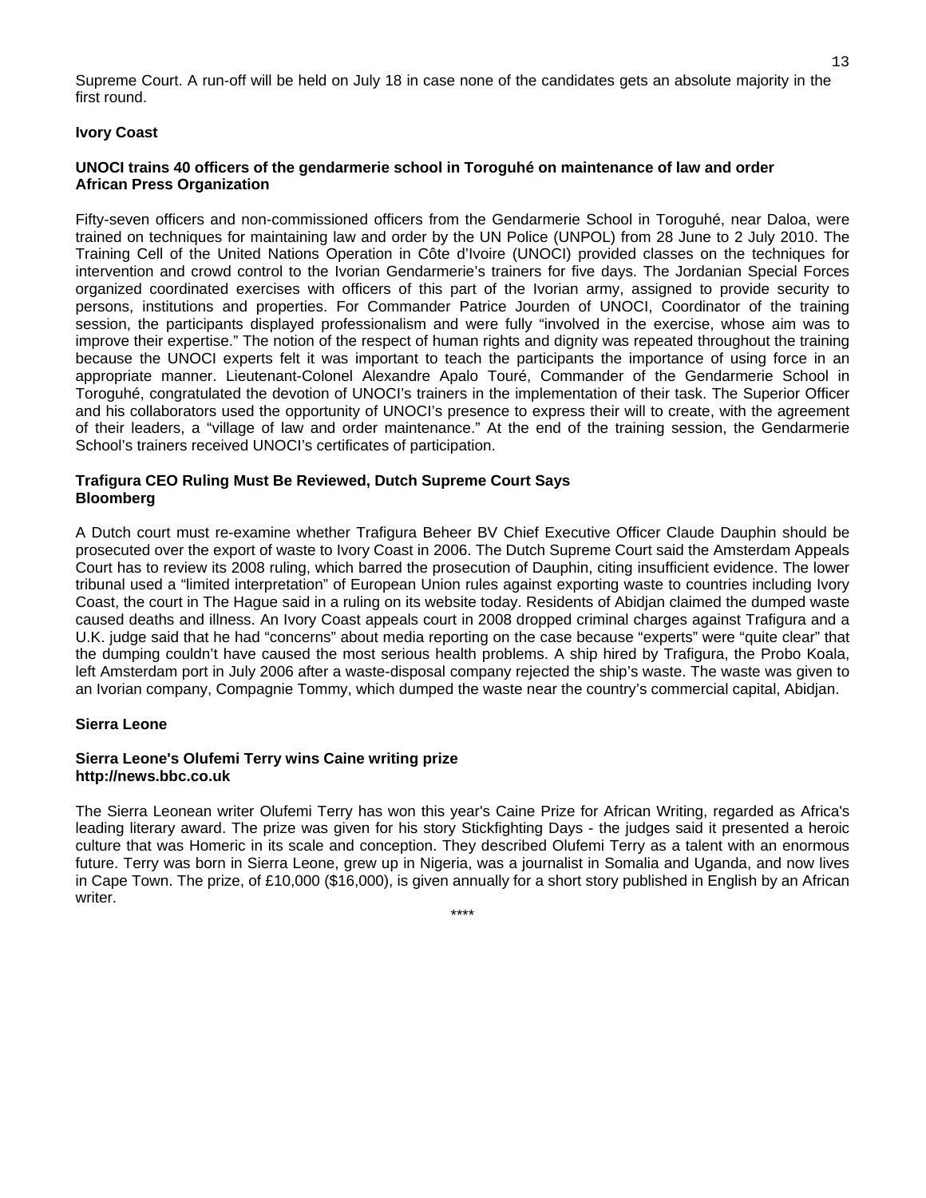Supreme Court. A run-off will be held on July 18 in case none of the candidates gets an absolute majority in the first round.

## Ivory Coast

### UNOCI trains 40 officers of the gendarmerie school in Toroguhé on maintenance of law and order
**African Press Organization**

Fifty-seven officers and non-commissioned officers from the Gendarmerie School in Toroguhé, near Daloa, were trained on techniques for maintaining law and order by the UN Police (UNPOL) from 28 June to 2 July 2010. The Training Cell of the United Nations Operation in Côte d'Ivoire (UNOCI) provided classes on the techniques for intervention and crowd control to the Ivorian Gendarmerie's trainers for five days. The Jordanian Special Forces organized coordinated exercises with officers of this part of the Ivorian army, assigned to provide security to persons, institutions and properties. For Commander Patrice Jourden of UNOCI, Coordinator of the training session, the participants displayed professionalism and were fully "involved in the exercise, whose aim was to improve their expertise." The notion of the respect of human rights and dignity was repeated throughout the training because the UNOCI experts felt it was important to teach the participants the importance of using force in an appropriate manner. Lieutenant-Colonel Alexandre Apalo Touré, Commander of the Gendarmerie School in Toroguhé, congratulated the devotion of UNOCI's trainers in the implementation of their task. The Superior Officer and his collaborators used the opportunity of UNOCI's presence to express their will to create, with the agreement of their leaders, a "village of law and order maintenance." At the end of the training session, the Gendarmerie School's trainers received UNOCI's certificates of participation.

### Trafigura CEO Ruling Must Be Reviewed, Dutch Supreme Court Says
**Bloomberg**

A Dutch court must re-examine whether Trafigura Beheer BV Chief Executive Officer Claude Dauphin should be prosecuted over the export of waste to Ivory Coast in 2006. The Dutch Supreme Court said the Amsterdam Appeals Court has to review its 2008 ruling, which barred the prosecution of Dauphin, citing insufficient evidence. The lower tribunal used a "limited interpretation" of European Union rules against exporting waste to countries including Ivory Coast, the court in The Hague said in a ruling on its website today. Residents of Abidjan claimed the dumped waste caused deaths and illness. An Ivory Coast appeals court in 2008 dropped criminal charges against Trafigura and a U.K. judge said that he had "concerns" about media reporting on the case because "experts" were "quite clear" that the dumping couldn't have caused the most serious health problems. A ship hired by Trafigura, the Probo Koala, left Amsterdam port in July 2006 after a waste-disposal company rejected the ship's waste. The waste was given to an Ivorian company, Compagnie Tommy, which dumped the waste near the country's commercial capital, Abidjan.

## Sierra Leone

### Sierra Leone's Olufemi Terry wins Caine writing prize
**http://news.bbc.co.uk**

The Sierra Leonean writer Olufemi Terry has won this year's Caine Prize for African Writing, regarded as Africa's leading literary award. The prize was given for his story Stickfighting Days - the judges said it presented a heroic culture that was Homeric in its scale and conception. They described Olufemi Terry as a talent with an enormous future. Terry was born in Sierra Leone, grew up in Nigeria, was a journalist in Somalia and Uganda, and now lives in Cape Town. The prize, of £10,000 ($16,000), is given annually for a short story published in English by an African writer.

****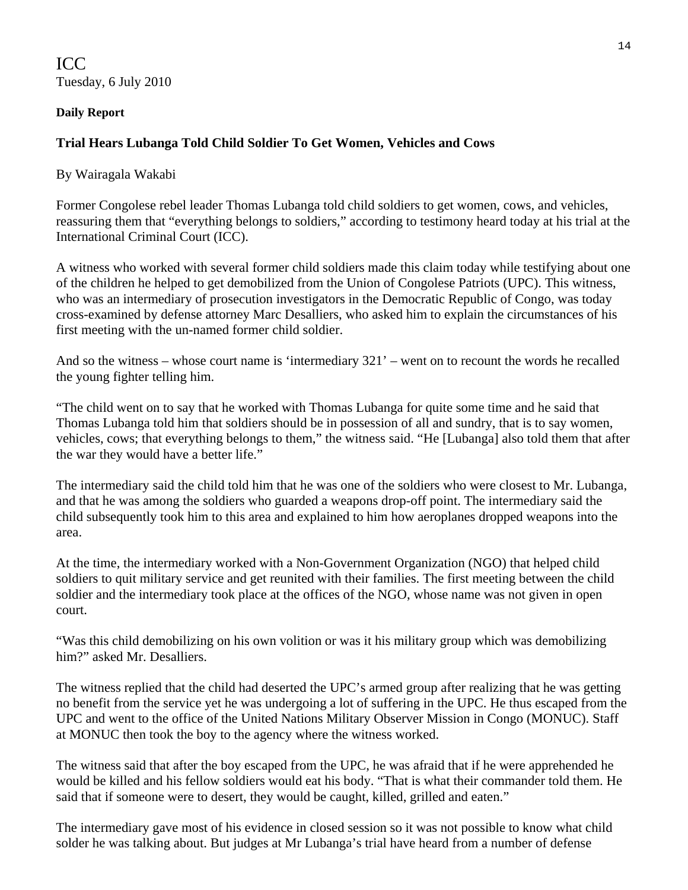ICC
Tuesday, 6 July 2010

**Daily Report**

### Trial Hears Lubanga Told Child Soldier To Get Women, Vehicles and Cows

By Wairagala Wakabi

Former Congolese rebel leader Thomas Lubanga told child soldiers to get women, cows, and vehicles, reassuring them that "everything belongs to soldiers," according to testimony heard today at his trial at the International Criminal Court (ICC).

A witness who worked with several former child soldiers made this claim today while testifying about one of the children he helped to get demobilized from the Union of Congolese Patriots (UPC). This witness, who was an intermediary of prosecution investigators in the Democratic Republic of Congo, was today cross-examined by defense attorney Marc Desalliers, who asked him to explain the circumstances of his first meeting with the un-named former child soldier.

And so the witness – whose court name is 'intermediary 321' – went on to recount the words he recalled the young fighter telling him.

"The child went on to say that he worked with Thomas Lubanga for quite some time and he said that Thomas Lubanga told him that soldiers should be in possession of all and sundry, that is to say women, vehicles, cows; that everything belongs to them," the witness said. "He [Lubanga] also told them that after the war they would have a better life."

The intermediary said the child told him that he was one of the soldiers who were closest to Mr. Lubanga, and that he was among the soldiers who guarded a weapons drop-off point. The intermediary said the child subsequently took him to this area and explained to him how aeroplanes dropped weapons into the area.

At the time, the intermediary worked with a Non-Government Organization (NGO) that helped child soldiers to quit military service and get reunited with their families. The first meeting between the child soldier and the intermediary took place at the offices of the NGO, whose name was not given in open court.

"Was this child demobilizing on his own volition or was it his military group which was demobilizing him?" asked Mr. Desalliers.

The witness replied that the child had deserted the UPC's armed group after realizing that he was getting no benefit from the service yet he was undergoing a lot of suffering in the UPC. He thus escaped from the UPC and went to the office of the United Nations Military Observer Mission in Congo (MONUC). Staff at MONUC then took the boy to the agency where the witness worked.

The witness said that after the boy escaped from the UPC, he was afraid that if he were apprehended he would be killed and his fellow soldiers would eat his body. "That is what their commander told them. He said that if someone were to desert, they would be caught, killed, grilled and eaten."

The intermediary gave most of his evidence in closed session so it was not possible to know what child solder he was talking about. But judges at Mr Lubanga's trial have heard from a number of defense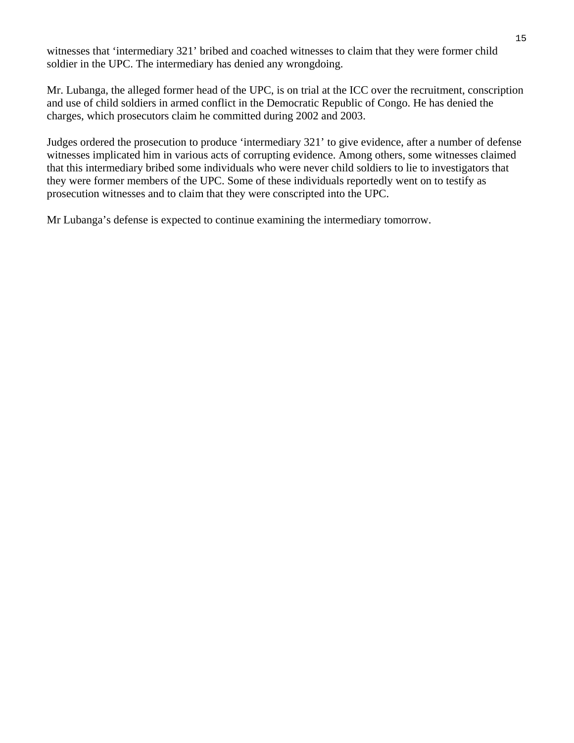witnesses that ‘intermediary 321’ bribed and coached witnesses to claim that they were former child soldier in the UPC. The intermediary has denied any wrongdoing.

Mr. Lubanga, the alleged former head of the UPC, is on trial at the ICC over the recruitment, conscription and use of child soldiers in armed conflict in the Democratic Republic of Congo. He has denied the charges, which prosecutors claim he committed during 2002 and 2003.

Judges ordered the prosecution to produce ‘intermediary 321’ to give evidence, after a number of defense witnesses implicated him in various acts of corrupting evidence. Among others, some witnesses claimed that this intermediary bribed some individuals who were never child soldiers to lie to investigators that they were former members of the UPC. Some of these individuals reportedly went on to testify as prosecution witnesses and to claim that they were conscripted into the UPC.

Mr Lubanga’s defense is expected to continue examining the intermediary tomorrow.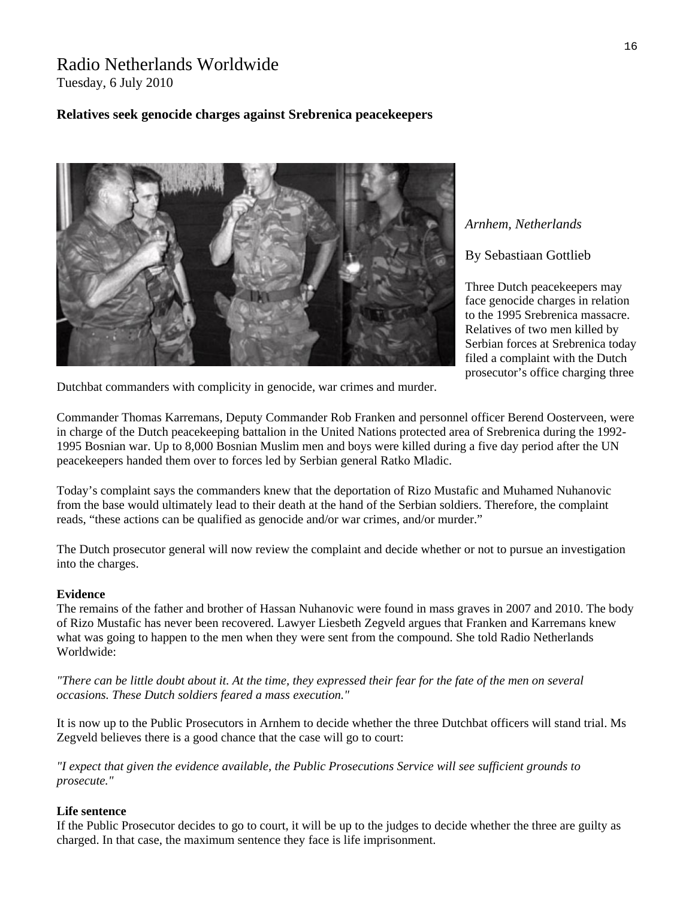# Radio Netherlands Worldwide

Tuesday, 6 July 2010

**Relatives seek genocide charges against Srebrenica peacekeepers**

*Arnhem, Netherlands*

By Sebastiaan Gottlieb

Three Dutch peacekeepers may face genocide charges in relation to the 1995 Srebrenica massacre. Relatives of two men killed by Serbian forces at Srebrenica today filed a complaint with the Dutch prosecutor's office charging three Dutchbat commanders with complicity in genocide, war crimes and murder.

Commander Thomas Karremans, Deputy Commander Rob Franken and personnel officer Berend Oosterveen, were in charge of the Dutch peacekeeping battalion in the United Nations protected area of Srebrenica during the 1992-1995 Bosnian war. Up to 8,000 Bosnian Muslim men and boys were killed during a five day period after the UN peacekeepers handed them over to forces led by Serbian general Ratko Mladic.

Today's complaint says the commanders knew that the deportation of Rizo Mustafic and Muhamed Nuhanovic from the base would ultimately lead to their death at the hand of the Serbian soldiers. Therefore, the complaint reads, "these actions can be qualified as genocide and/or war crimes, and/or murder."

The Dutch prosecutor general will now review the complaint and decide whether or not to pursue an investigation into the charges.

**Evidence**

The remains of the father and brother of Hassan Nuhanovic were found in mass graves in 2007 and 2010. The body of Rizo Mustafic has never been recovered. Lawyer Liesbeth Zegveld argues that Franken and Karremans knew what was going to happen to the men when they were sent from the compound. She told Radio Netherlands Worldwide:

*"There can be little doubt about it. At the time, they expressed their fear for the fate of the men on several occasions. These Dutch soldiers feared a mass execution."*

It is now up to the Public Prosecutors in Arnhem to decide whether the three Dutchbat officers will stand trial. Ms Zegveld believes there is a good chance that the case will go to court:

*"I expect that given the evidence available, the Public Prosecutions Service will see sufficient grounds to prosecute."*

**Life sentence**

If the Public Prosecutor decides to go to court, it will be up to the judges to decide whether the three are guilty as charged. In that case, the maximum sentence they face is life imprisonment.